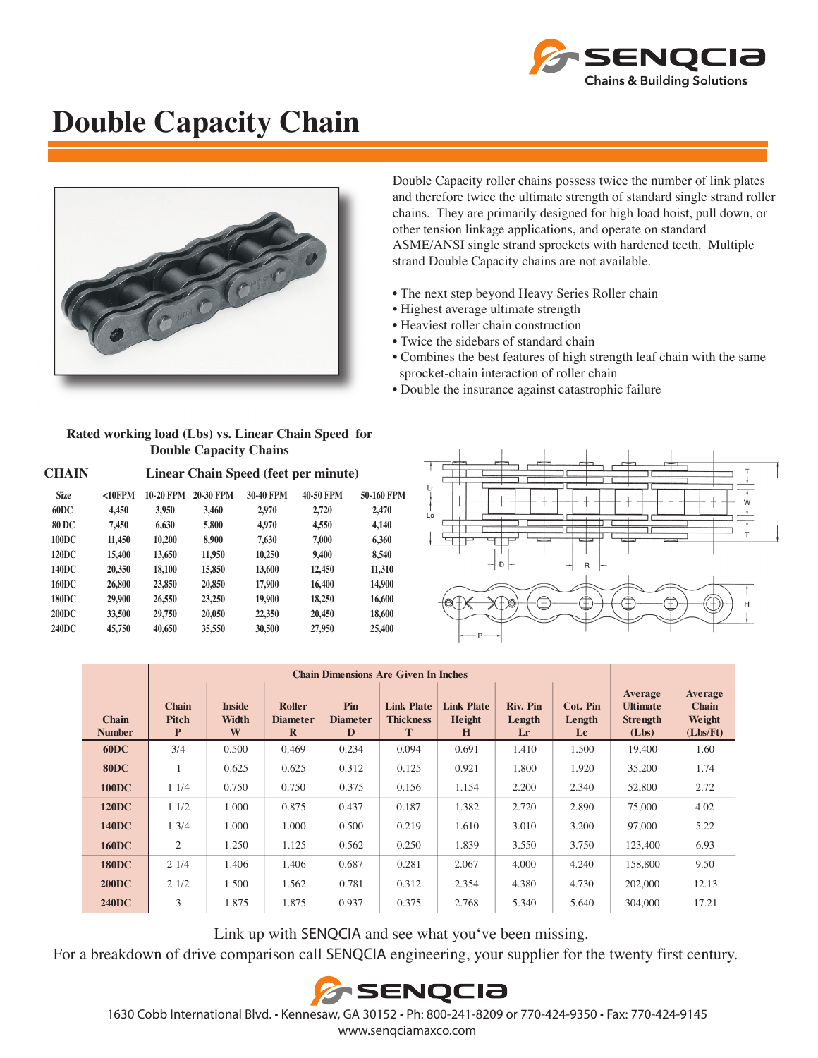# Double Capacity Chain

Double Capacity roller chains possess twice the number of link plates and therefore twice the ultimate strength of standard single strand roller chains. They are primarily designed for high load hoist, pull down, or other tension linkage applications, and operate on standard ASME/ANSI single strand sprockets with hardened teeth. Multiple strand Double Capacity chains are not available.

- The next step beyond Heavy Series Roller chain
- Highest average ultimate strength
- Heaviest roller chain construction
- Twice the sidebars of standard chain
- Combines the best features of high strength leaf chain with the same sprocket-chain interaction of roller chain
- Double the insurance against catastrophic failure

**Rated working load (Lbs) vs. Linear Chain Speed for Double Capacity Chains**

| CHAIN | Linear Chain Speed (feet per minute) | | | | | |
|---|---|---|---|---|---|---|
| Size | <10FPM | 10-20 FPM | 20-30 FPM | 30-40 FPM | 40-50 FPM | 50-160 FPM |
| 60DC | 4,450 | 3,950 | 3,460 | 2,970 | 2,720 | 2,470 |
| 80 DC | 7,450 | 6,630 | 5,800 | 4,970 | 4,550 | 4,140 |
| 100DC | 11,450 | 10,200 | 8,900 | 7,630 | 7,000 | 6,360 |
| 120DC | 15,400 | 13,650 | 11,950 | 10,250 | 9,400 | 8,540 |
| 140DC | 20,350 | 18,100 | 15,850 | 13,600 | 12,450 | 11,310 |
| 160DC | 26,800 | 23,850 | 20,850 | 17,900 | 16,400 | 14,900 |
| 180DC | 29,900 | 26,550 | 23,250 | 19,900 | 18,250 | 16,600 |
| 200DC | 33,500 | 29,750 | 20,050 | 22,350 | 20,450 | 18,600 |
| 240DC | 45,750 | 40,650 | 35,550 | 30,500 | 27,950 | 25,400 |

| Chain Number | Chain Dimensions Are Given In Inches | | | | | | | | Average Ultimate Strength (Lbs) | Average Chain Weight (Lbs/Ft) |
|---|---|---|---|---|---|---|---|---|---|---|
| | Chain Pitch P | Inside Width W | Roller Diameter R | Pin Diameter D | Link Plate Thickness T | Link Plate Height H | Riv. Pin Length Lr | Cot. Pin Length Lc | | |
| **60DC** | 3/4 | 0.500 | 0.469 | 0.234 | 0.094 | 0.691 | 1.410 | 1.500 | 19,400 | 1.60 |
| **80DC** | 1 | 0.625 | 0.625 | 0.312 | 0.125 | 0.921 | 1.800 | 1.920 | 35,200 | 1.74 |
| **100DC** | 1 1/4 | 0.750 | 0.750 | 0.375 | 0.156 | 1.154 | 2.200 | 2.340 | 52,800 | 2.72 |
| **120DC** | 1 1/2 | 1.000 | 0.875 | 0.437 | 0.187 | 1.382 | 2.720 | 2.890 | 75,000 | 4.02 |
| **140DC** | 1 3/4 | 1.000 | 1.000 | 0.500 | 0.219 | 1.610 | 3.010 | 3.200 | 97,000 | 5.22 |
| **160DC** | 2 | 1.250 | 1.125 | 0.562 | 0.250 | 1.839 | 3.550 | 3.750 | 123,400 | 6.93 |
| **180DC** | 2 1/4 | 1.406 | 1.406 | 0.687 | 0.281 | 2.067 | 4.000 | 4.240 | 158,800 | 9.50 |
| **200DC** | 2 1/2 | 1.500 | 1.562 | 0.781 | 0.312 | 2.354 | 4.380 | 4.730 | 202,000 | 12.13 |
| **240DC** | 3 | 1.875 | 1.875 | 0.937 | 0.375 | 2.768 | 5.340 | 5.640 | 304,000 | 17.21 |

Link up with SENQCIA and see what you've been missing.
For a breakdown of drive comparison call SENQCIA engineering, your supplier for the twenty first century.

1630 Cobb International Blvd. • Kennesaw, GA 30152 • Ph: 800-241-8209 or 770-424-9350 • Fax: 770-424-9145
www.senqciamaxco.com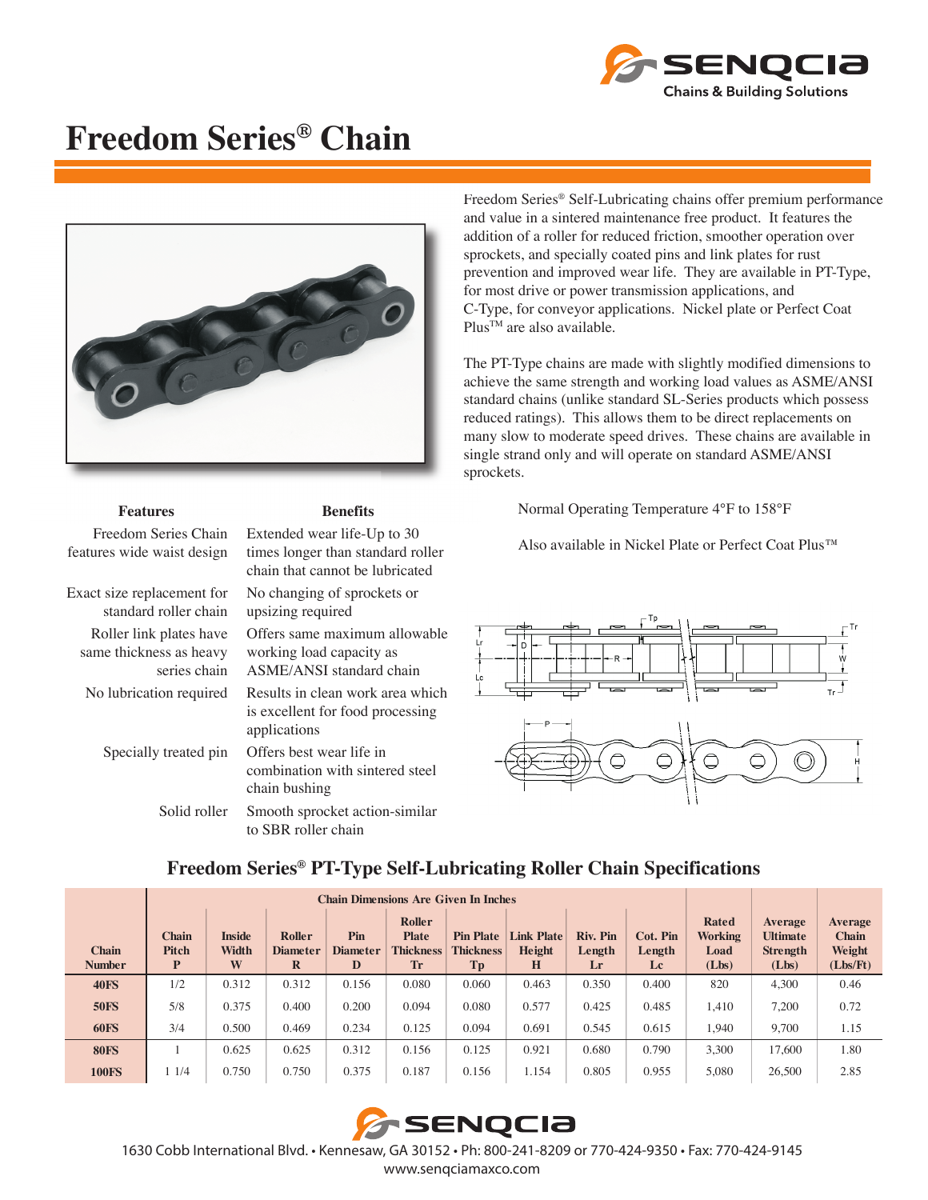SENQCIA
Chains & Building Solutions

# Freedom Series® Chain

Freedom Series® Self-Lubricating chains offer premium performance and value in a sintered maintenance free product. It features the addition of a roller for reduced friction, smoother operation over sprockets, and specially coated pins and link plates for rust prevention and improved wear life. They are available in PT-Type, for most drive or power transmission applications, and C-Type, for conveyor applications. Nickel plate or Perfect Coat Plus™ are also available.

The PT-Type chains are made with slightly modified dimensions to achieve the same strength and working load values as ASME/ANSI standard chains (unlike standard SL-Series products which possess reduced ratings). This allows them to be direct replacements on many slow to moderate speed drives. These chains are available in single strand only and will operate on standard ASME/ANSI sprockets.

| Features | Benefits |
| --- | --- |
| Freedom Series Chain features wide waist design | Extended wear life-Up to 30 times longer than standard roller chain that cannot be lubricated |
| Exact size replacement for standard roller chain | No changing of sprockets or upsizing required |
| Roller link plates have same thickness as heavy series chain | Offers same maximum allowable working load capacity as ASME/ANSI standard chain |
| No lubrication required | Results in clean work area which is excellent for food processing applications |
| Specially treated pin | Offers best wear life in combination with sintered steel chain bushing |
| Solid roller | Smooth sprocket action-similar to SBR roller chain |

Normal Operating Temperature 4°F to 158°F

Also available in Nickel Plate or Perfect Coat Plus™

Tp Tr Lr D R W Lc Tr P H

## Freedom Series® PT-Type Self-Lubricating Roller Chain Specifications

| Chain Number | Chain Dimensions Are Given In Inches | | | | | | | | | Rated Working Load (Lbs) | Average Ultimate Strength (Lbs) | Average Chain Weight (Lbs/Ft) |
| --- | --- | --- | --- | --- | --- | --- | --- | --- | --- | --- | --- | --- |
| | Chain Pitch P | Inside Width W | Roller Diameter R | Pin Diameter D | Roller Plate Thickness Tr | Pin Plate Thickness Tp | Link Plate Height H | Riv. Pin Length Lr | Cot. Pin Length Lc | | | |
| **40FS** | 1/2 | 0.312 | 0.312 | 0.156 | 0.080 | 0.060 | 0.463 | 0.350 | 0.400 | 820 | 4,300 | 0.46 |
| **50FS** | 5/8 | 0.375 | 0.400 | 0.200 | 0.094 | 0.080 | 0.577 | 0.425 | 0.485 | 1,410 | 7,200 | 0.72 |
| **60FS** | 3/4 | 0.500 | 0.469 | 0.234 | 0.125 | 0.094 | 0.691 | 0.545 | 0.615 | 1,940 | 9,700 | 1.15 |
| **80FS** | 1 | 0.625 | 0.625 | 0.312 | 0.156 | 0.125 | 0.921 | 0.680 | 0.790 | 3,300 | 17,600 | 1.80 |
| **100FS** | 1 1/4 | 0.750 | 0.750 | 0.375 | 0.187 | 0.156 | 1.154 | 0.805 | 0.955 | 5,080 | 26,500 | 2.85 |

SENQCIA

1630 Cobb International Blvd. • Kennesaw, GA 30152 • Ph: 800-241-8209 or 770-424-9350 • Fax: 770-424-9145
www.senqciamaxco.com